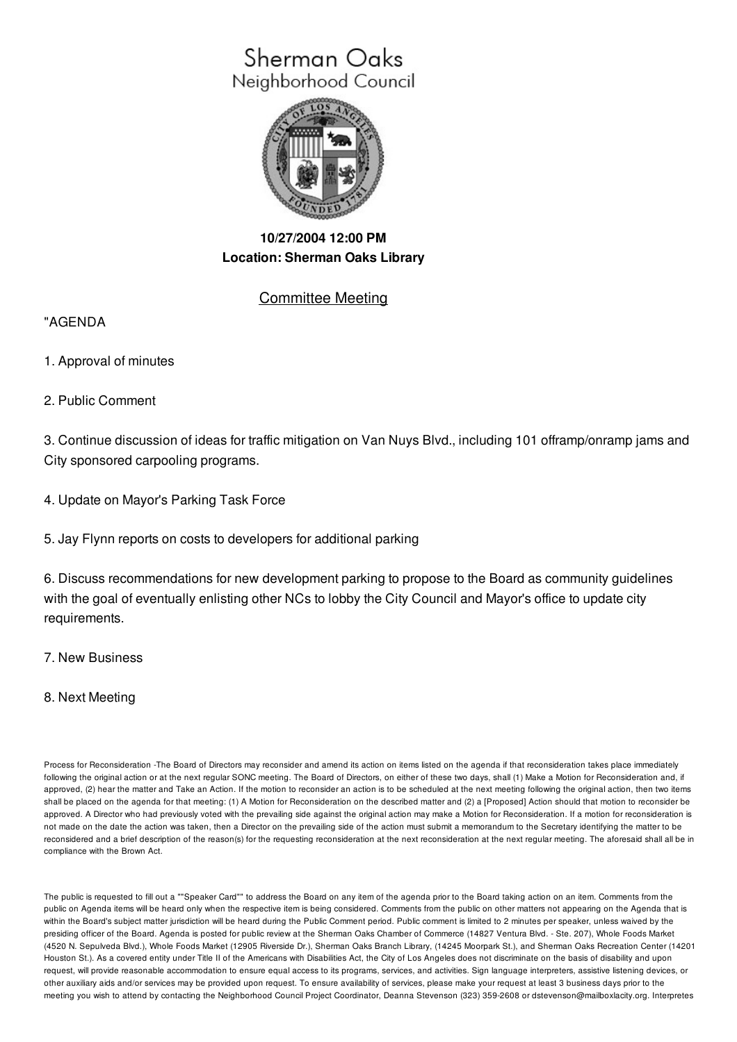# Sherman Oaks
## Neighborhood Council

**10/27/2004 12:00 PM**
**Location: Sherman Oaks Library**

Committee Meeting

"AGENDA

1. Approval of minutes

2. Public Comment

3. Continue discussion of ideas for traffic mitigation on Van Nuys Blvd., including 101 offramp/onramp jams and City sponsored carpooling programs.

4. Update on Mayor's Parking Task Force

5. Jay Flynn reports on costs to developers for additional parking

6. Discuss recommendations for new development parking to propose to the Board as community guidelines with the goal of eventually enlisting other NCs to lobby the City Council and Mayor's office to update city requirements.

7. New Business

8. Next Meeting

Process for Reconsideration -The Board of Directors may reconsider and amend its action on items listed on the agenda if that reconsideration takes place immediately following the original action or at the next regular SONC meeting. The Board of Directors, on either of these two days, shall (1) Make a Motion for Reconsideration and, if approved, (2) hear the matter and Take an Action. If the motion to reconsider an action is to be scheduled at the next meeting following the original action, then two items shall be placed on the agenda for that meeting: (1) A Motion for Reconsideration on the described matter and (2) a [Proposed] Action should that motion to reconsider be approved. A Director who had previously voted with the prevailing side against the original action may make a Motion for Reconsideration. If a motion for reconsideration is not made on the date the action was taken, then a Director on the prevailing side of the action must submit a memorandum to the Secretary identifying the matter to be reconsidered and a brief description of the reason(s) for the requesting reconsideration at the next reconsideration at the next regular meeting. The aforesaid shall all be in compliance with the Brown Act.

The public is requested to fill out a ""Speaker Card"" to address the Board on any item of the agenda prior to the Board taking action on an item. Comments from the public on Agenda items will be heard only when the respective item is being considered. Comments from the public on other matters not appearing on the Agenda that is within the Board's subject matter jurisdiction will be heard during the Public Comment period. Public comment is limited to 2 minutes per speaker, unless waived by the presiding officer of the Board. Agenda is posted for public review at the Sherman Oaks Chamber of Commerce (14827 Ventura Blvd. - Ste. 207), Whole Foods Market (4520 N. Sepulveda Blvd.), Whole Foods Market (12905 Riverside Dr.), Sherman Oaks Branch Library, (14245 Moorpark St.), and Sherman Oaks Recreation Center (14201 Houston St.). As a covered entity under Title II of the Americans with Disabilities Act, the City of Los Angeles does not discriminate on the basis of disability and upon request, will provide reasonable accommodation to ensure equal access to its programs, services, and activities. Sign language interpreters, assistive listening devices, or other auxiliary aids and/or services may be provided upon request. To ensure availability of services, please make your request at least 3 business days prior to the meeting you wish to attend by contacting the Neighborhood Council Project Coordinator, Deanna Stevenson (323) 359-2608 or dstevenson@mailboxlacity.org. Interpretes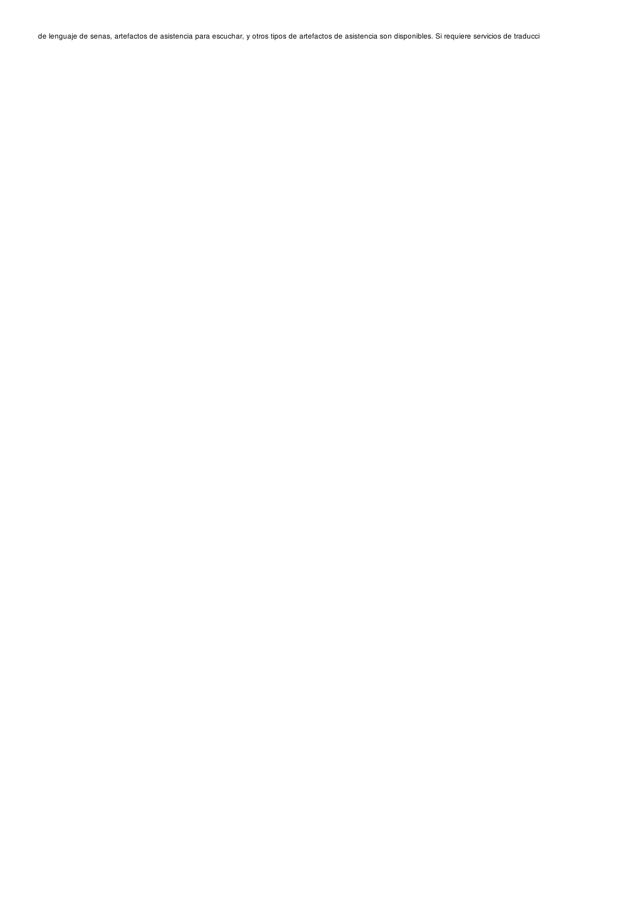de lenguaje de senas, artefactos de asistencia para escuchar, y otros tipos de artefactos de asistencia son disponibles. Si requiere servicios de traducci